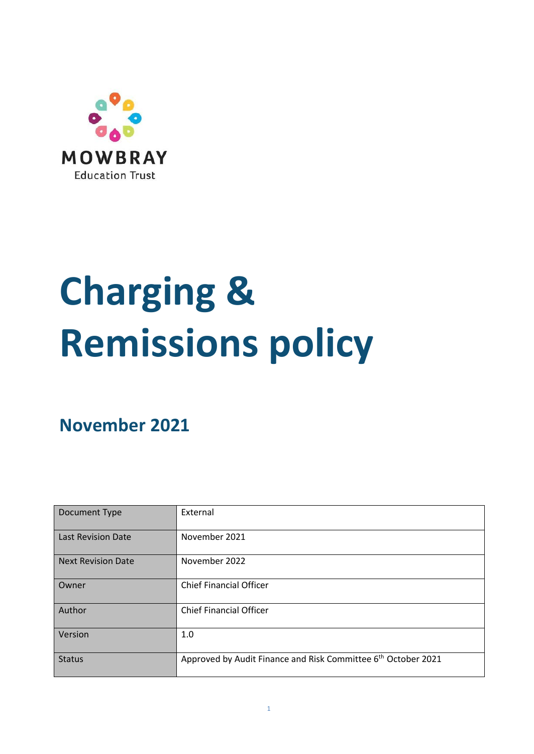MOWBRAY

Education Trust

# Charging & Remissions policy

## November 2021

| Document Type | External |
|---|---|
| Last Revision Date | November 2021 |
| Next Revision Date | November 2022 |
| Owner | Chief Financial Officer |
| Author | Chief Financial Officer |
| Version | 1.0 |
| Status | Approved by Audit Finance and Risk Committee 6th October 2021 |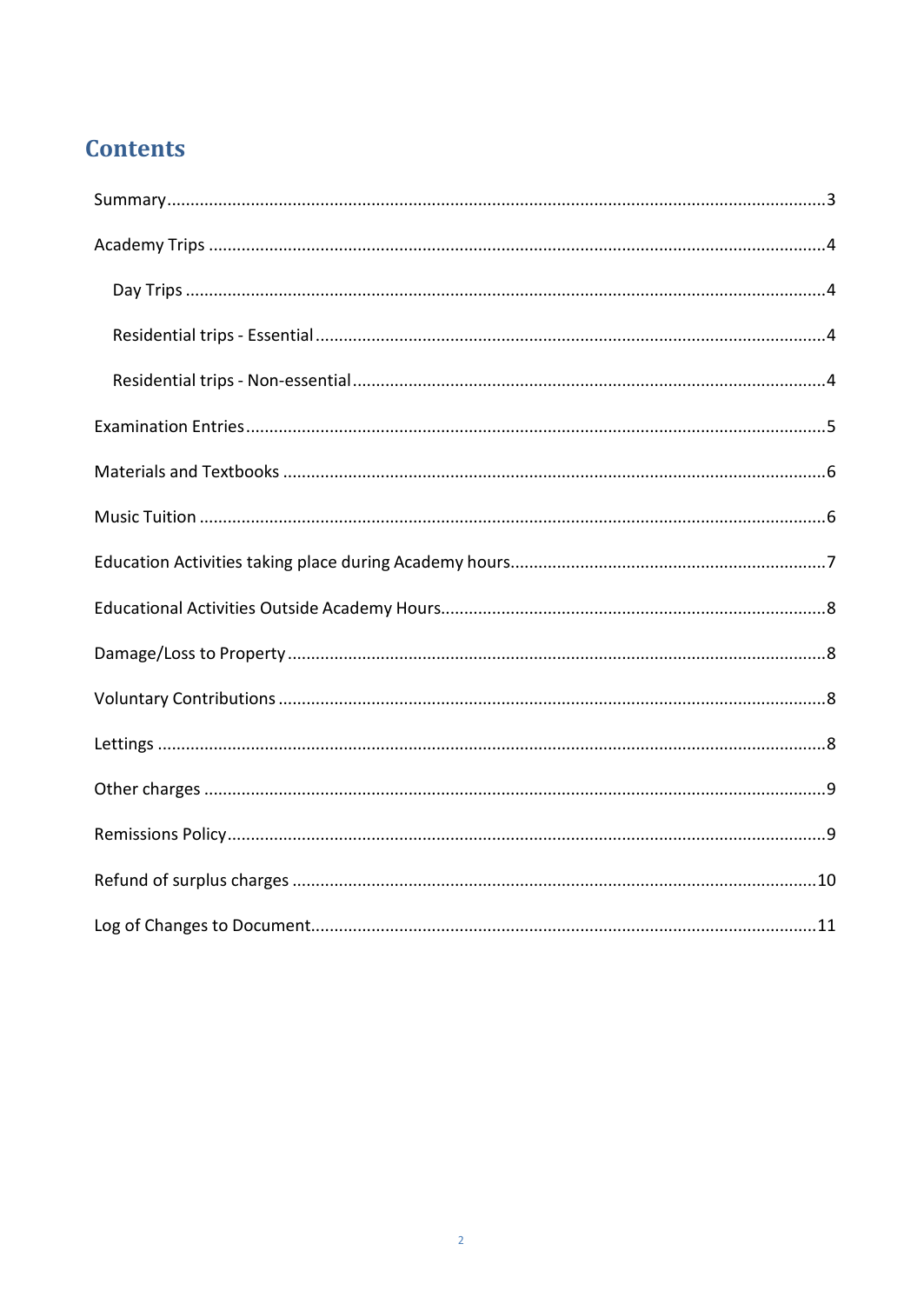## Contents

- Summary ....................................................................................................................................3
- Academy Trips ...........................................................................................................................4
  - Day Trips ...............................................................................................................................4
  - Residential trips - Essential ....................................................................................................4
  - Residential trips - Non-essential .............................................................................................4
- Examination Entries ..................................................................................................................5
- Materials and Textbooks ...........................................................................................................6
- Music Tuition .............................................................................................................................6
- Education Activities taking place during Academy hours...........................................................7
- Educational Activities Outside Academy Hours..........................................................................8
- Damage/Loss to Property ..........................................................................................................8
- Voluntary Contributions ............................................................................................................8
- Lettings .....................................................................................................................................8
- Other charges ............................................................................................................................9
- Remissions Policy.......................................................................................................................9
- Refund of surplus charges .......................................................................................................10
- Log of Changes to Document...................................................................................................11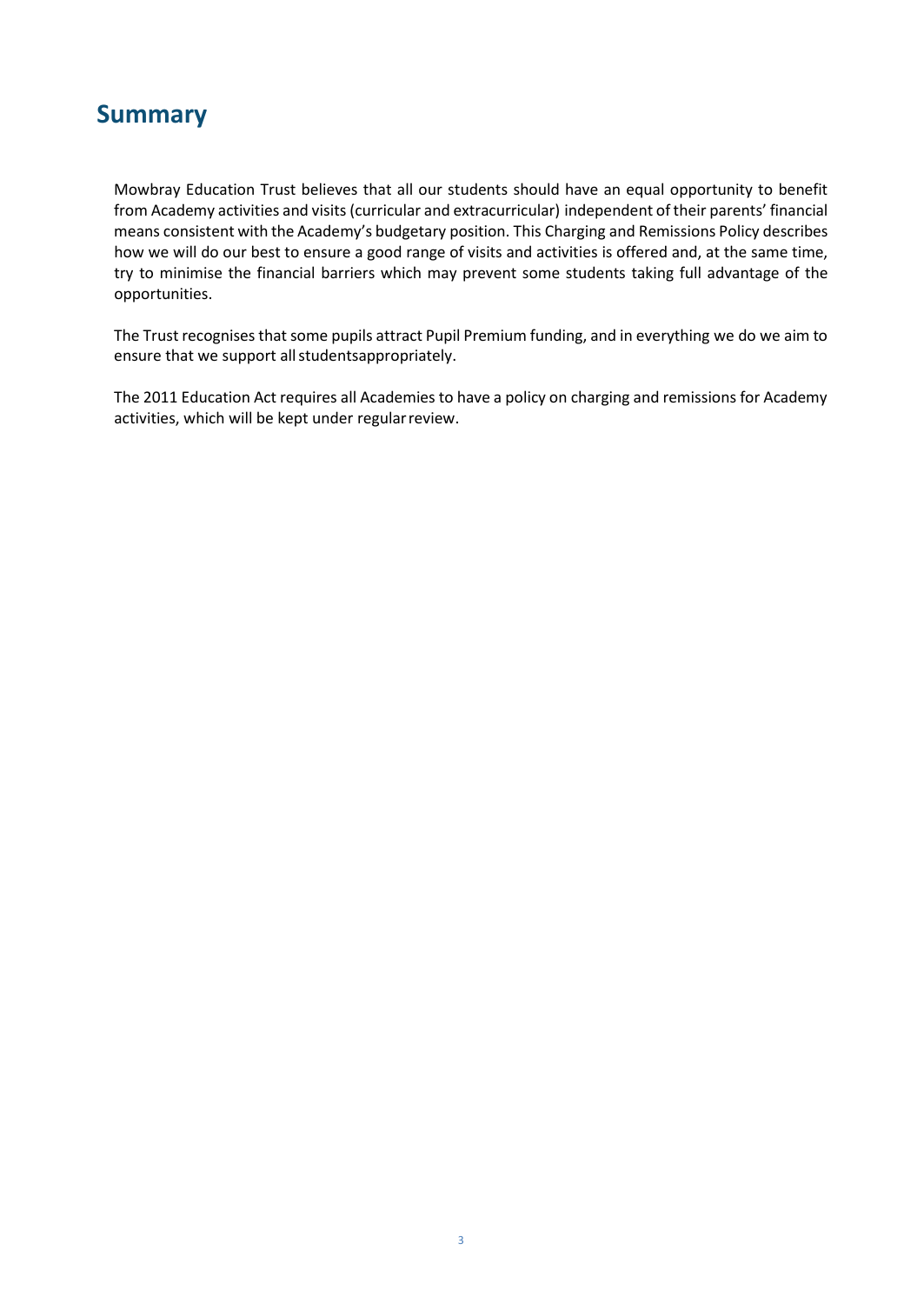## Summary

Mowbray Education Trust believes that all our students should have an equal opportunity to benefit from Academy activities and visits (curricular and extracurricular) independent of their parents' financial means consistent with the Academy's budgetary position. This Charging and Remissions Policy describes how we will do our best to ensure a good range of visits and activities is offered and, at the same time, try to minimise the financial barriers which may prevent some students taking full advantage of the opportunities.

The Trust recognises that some pupils attract Pupil Premium funding, and in everything we do we aim to ensure that we support all studentsappropriately.

The 2011 Education Act requires all Academies to have a policy on charging and remissions for Academy activities, which will be kept under regular review.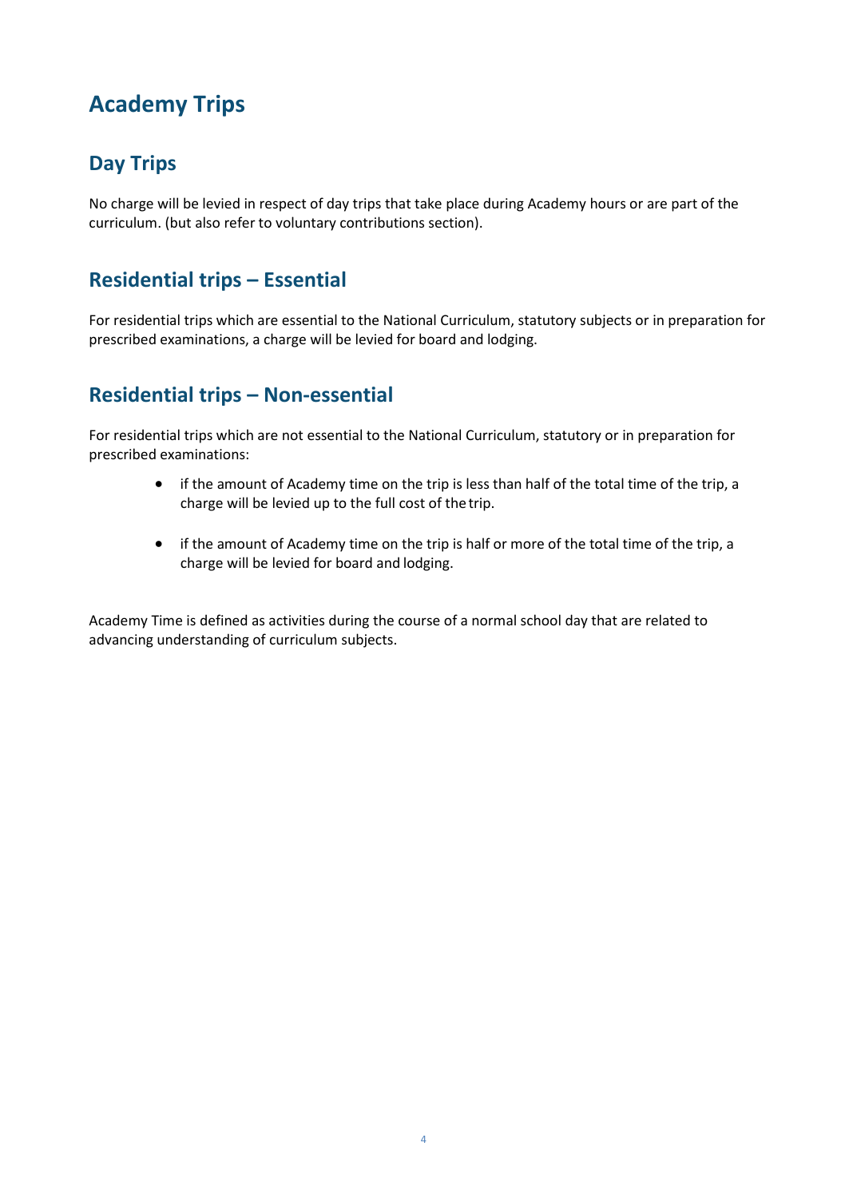# Academy Trips

## Day Trips

No charge will be levied in respect of day trips that take place during Academy hours or are part of the curriculum. (but also refer to voluntary contributions section).

## Residential trips – Essential

For residential trips which are essential to the National Curriculum, statutory subjects or in preparation for prescribed examinations, a charge will be levied for board and lodging.

## Residential trips – Non-essential

For residential trips which are not essential to the National Curriculum, statutory or in preparation for prescribed examinations:

- if the amount of Academy time on the trip is less than half of the total time of the trip, a charge will be levied up to the full cost of the trip.
- if the amount of Academy time on the trip is half or more of the total time of the trip, a charge will be levied for board and lodging.

Academy Time is defined as activities during the course of a normal school day that are related to advancing understanding of curriculum subjects.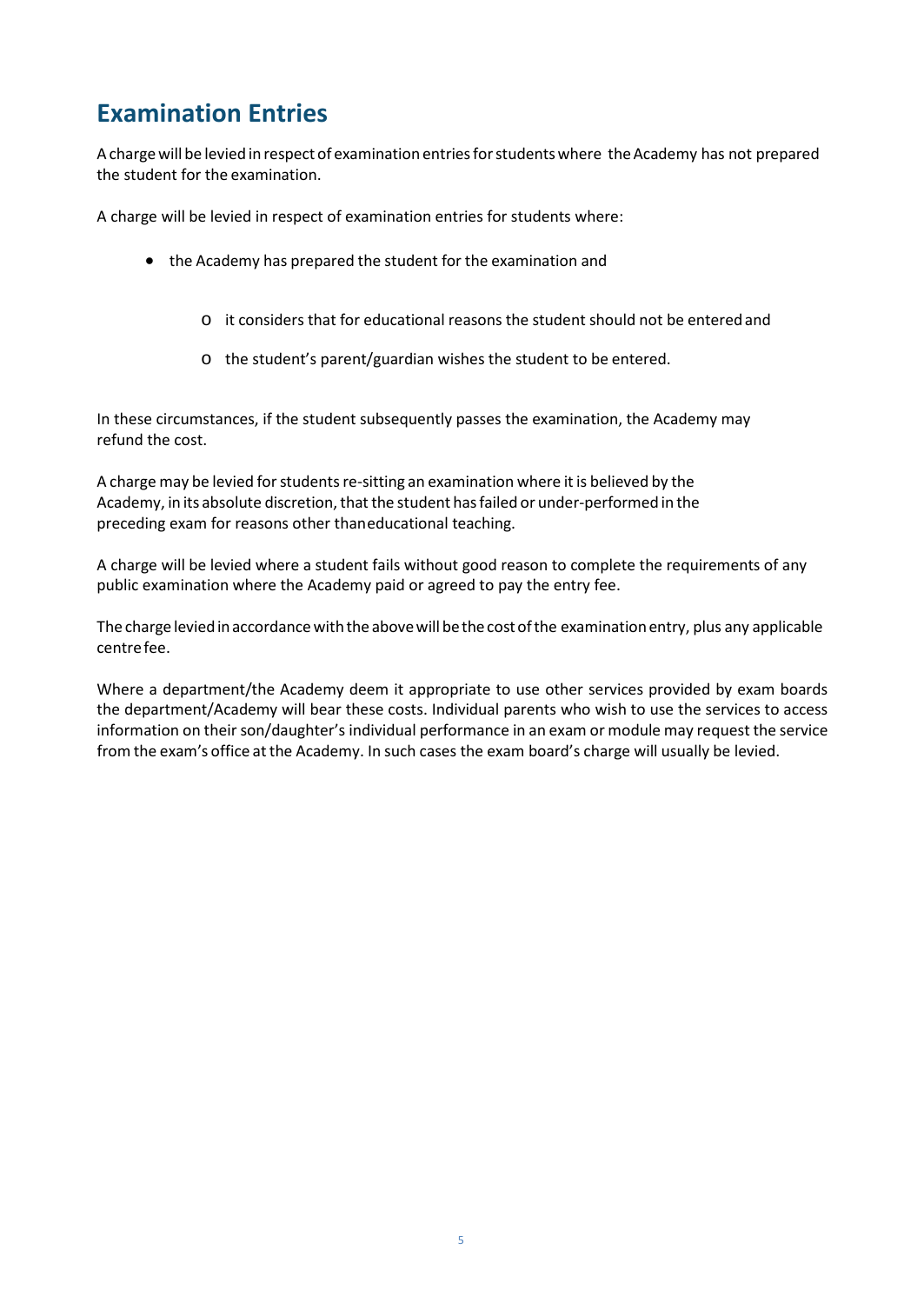## Examination Entries

A charge will be levied in respect of examination entries for students where the Academy has not prepared the student for the examination.

A charge will be levied in respect of examination entries for students where:

- the Academy has prepared the student for the examination and
    - it considers that for educational reasons the student should not be entered and
    - the student's parent/guardian wishes the student to be entered.

In these circumstances, if the student subsequently passes the examination, the Academy may refund the cost.

A charge may be levied for students re-sitting an examination where it is believed by the Academy, in its absolute discretion, that the student has failed or under-performed in the preceding exam for reasons other than educational teaching.

A charge will be levied where a student fails without good reason to complete the requirements of any public examination where the Academy paid or agreed to pay the entry fee.

The charge levied in accordance with the above will be the cost of the examination entry, plus any applicable centre fee.

Where a department/the Academy deem it appropriate to use other services provided by exam boards the department/Academy will bear these costs. Individual parents who wish to use the services to access information on their son/daughter's individual performance in an exam or module may request the service from the exam's office at the Academy. In such cases the exam board's charge will usually be levied.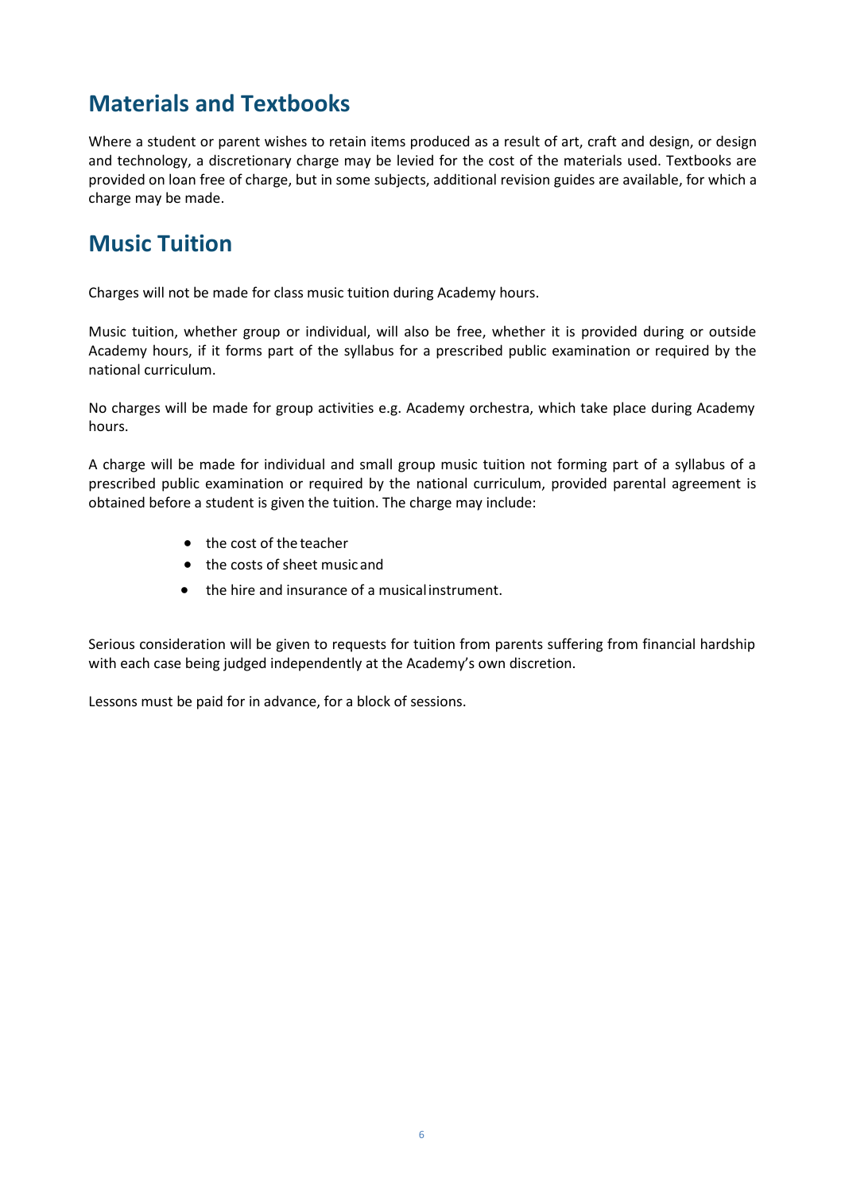## Materials and Textbooks

Where a student or parent wishes to retain items produced as a result of art, craft and design, or design and technology, a discretionary charge may be levied for the cost of the materials used. Textbooks are provided on loan free of charge, but in some subjects, additional revision guides are available, for which a charge may be made.

## Music Tuition

Charges will not be made for class music tuition during Academy hours.

Music tuition, whether group or individual, will also be free, whether it is provided during or outside Academy hours, if it forms part of the syllabus for a prescribed public examination or required by the national curriculum.

No charges will be made for group activities e.g. Academy orchestra, which take place during Academy hours.

A charge will be made for individual and small group music tuition not forming part of a syllabus of a prescribed public examination or required by the national curriculum, provided parental agreement is obtained before a student is given the tuition. The charge may include:

- the cost of the teacher
- the costs of sheet music and
- the hire and insurance of a musical instrument.

Serious consideration will be given to requests for tuition from parents suffering from financial hardship with each case being judged independently at the Academy's own discretion.

Lessons must be paid for in advance, for a block of sessions.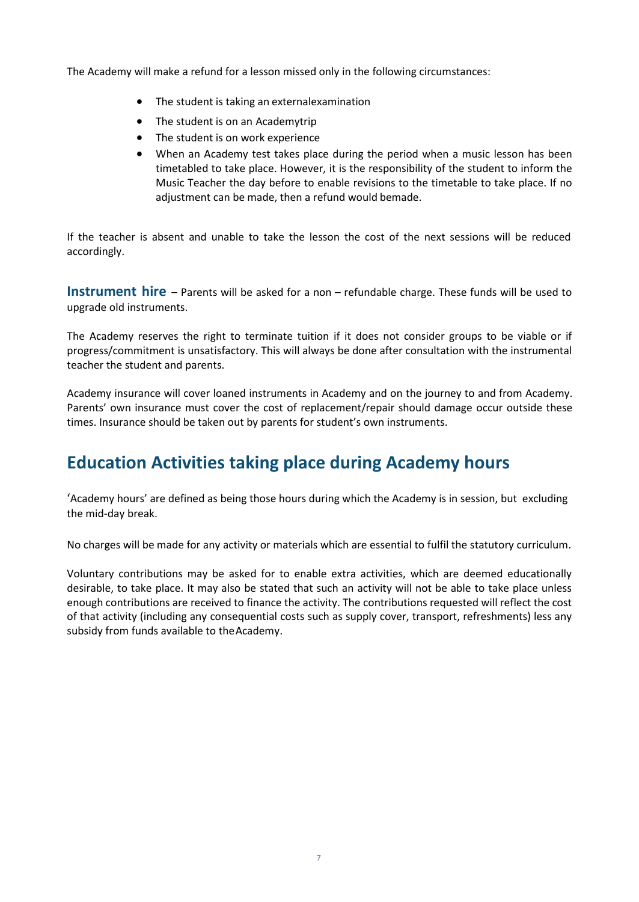The Academy will make a refund for a lesson missed only in the following circumstances:

- The student is taking an externalexamination
- The student is on an Academytrip
- The student is on work experience
- When an Academy test takes place during the period when a music lesson has been timetabled to take place. However, it is the responsibility of the student to inform the Music Teacher the day before to enable revisions to the timetable to take place. If no adjustment can be made, then a refund would bemade.

If the teacher is absent and unable to take the lesson the cost of the next sessions will be reduced accordingly.

**Instrument hire** – Parents will be asked for a non – refundable charge. These funds will be used to upgrade old instruments.

The Academy reserves the right to terminate tuition if it does not consider groups to be viable or if progress/commitment is unsatisfactory. This will always be done after consultation with the instrumental teacher the student and parents.

Academy insurance will cover loaned instruments in Academy and on the journey to and from Academy. Parents' own insurance must cover the cost of replacement/repair should damage occur outside these times. Insurance should be taken out by parents for student's own instruments.

## Education Activities taking place during Academy hours

'Academy hours' are defined as being those hours during which the Academy is in session, but excluding the mid-day break.

No charges will be made for any activity or materials which are essential to fulfil the statutory curriculum.

Voluntary contributions may be asked for to enable extra activities, which are deemed educationally desirable, to take place. It may also be stated that such an activity will not be able to take place unless enough contributions are received to finance the activity. The contributions requested will reflect the cost of that activity (including any consequential costs such as supply cover, transport, refreshments) less any subsidy from funds available to theAcademy.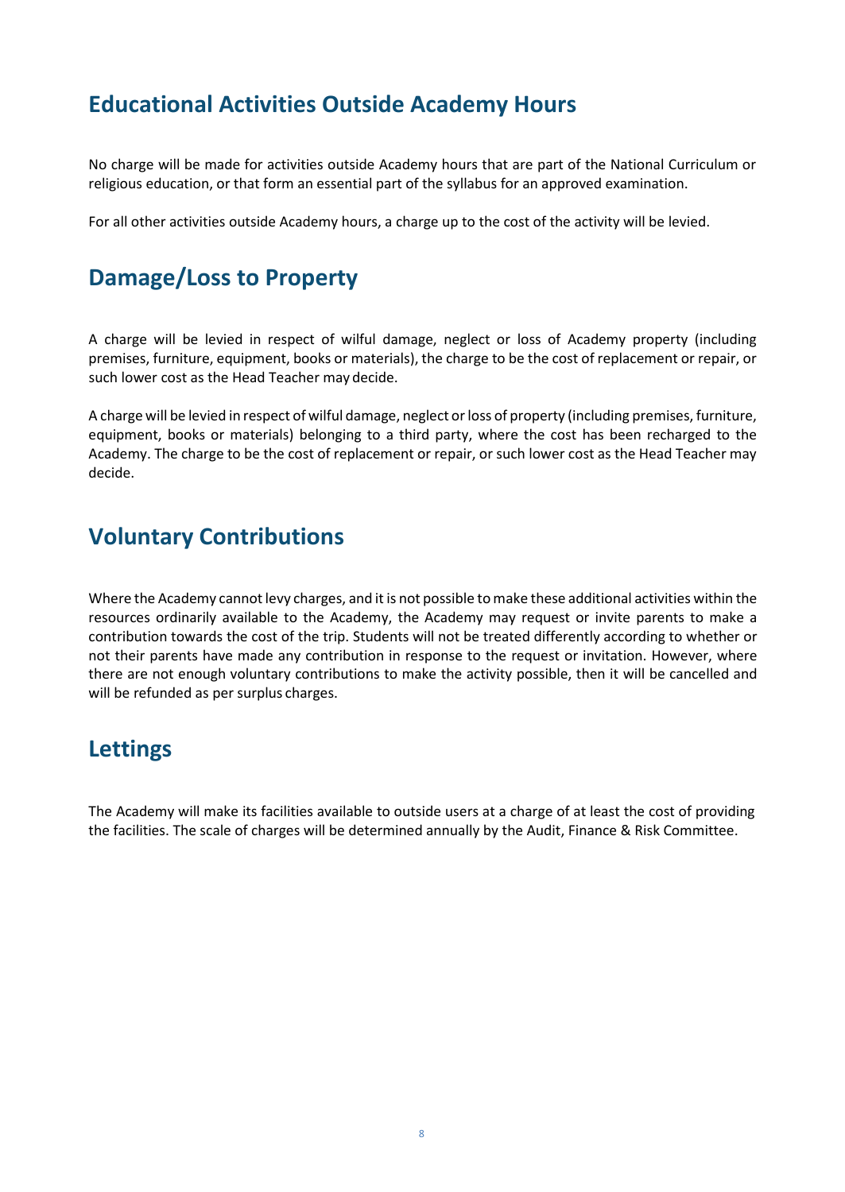## Educational Activities Outside Academy Hours

No charge will be made for activities outside Academy hours that are part of the National Curriculum or religious education, or that form an essential part of the syllabus for an approved examination.

For all other activities outside Academy hours, a charge up to the cost of the activity will be levied.

## Damage/Loss to Property

A charge will be levied in respect of wilful damage, neglect or loss of Academy property (including premises, furniture, equipment, books or materials), the charge to be the cost of replacement or repair, or such lower cost as the Head Teacher may decide.

A charge will be levied in respect of wilful damage, neglect or loss of property (including premises, furniture, equipment, books or materials) belonging to a third party, where the cost has been recharged to the Academy. The charge to be the cost of replacement or repair, or such lower cost as the Head Teacher may decide.

## Voluntary Contributions

Where the Academy cannot levy charges, and it is not possible to make these additional activities within the resources ordinarily available to the Academy, the Academy may request or invite parents to make a contribution towards the cost of the trip. Students will not be treated differently according to whether or not their parents have made any contribution in response to the request or invitation. However, where there are not enough voluntary contributions to make the activity possible, then it will be cancelled and will be refunded as per surplus charges.

## Lettings

The Academy will make its facilities available to outside users at a charge of at least the cost of providing the facilities. The scale of charges will be determined annually by the Audit, Finance & Risk Committee.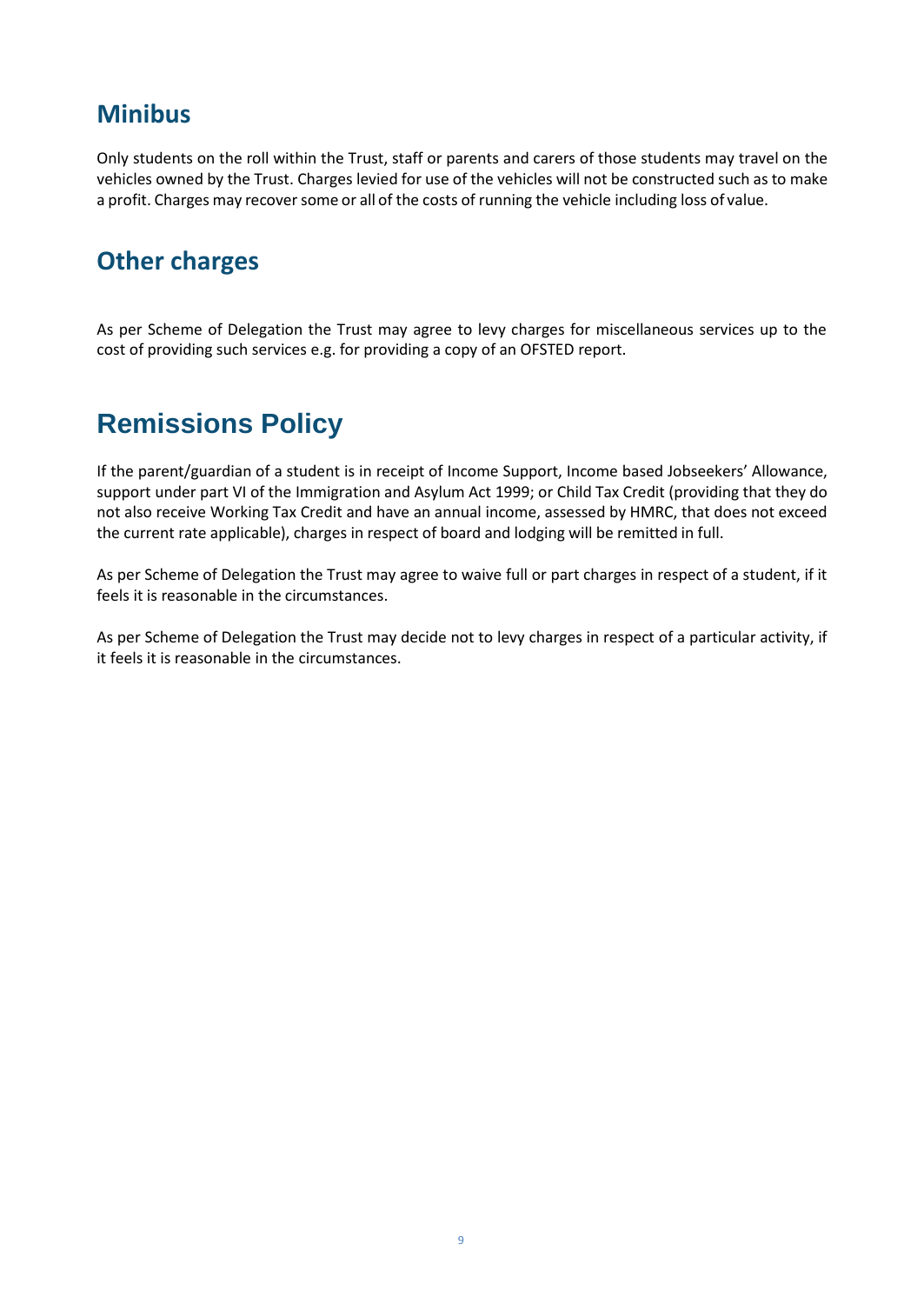## Minibus

Only students on the roll within the Trust, staff or parents and carers of those students may travel on the vehicles owned by the Trust. Charges levied for use of the vehicles will not be constructed such as to make a profit. Charges may recover some or all of the costs of running the vehicle including loss of value.

## Other charges

As per Scheme of Delegation the Trust may agree to levy charges for miscellaneous services up to the cost of providing such services e.g. for providing a copy of an OFSTED report.

# Remissions Policy

If the parent/guardian of a student is in receipt of Income Support, Income based Jobseekers' Allowance, support under part VI of the Immigration and Asylum Act 1999; or Child Tax Credit (providing that they do not also receive Working Tax Credit and have an annual income, assessed by HMRC, that does not exceed the current rate applicable), charges in respect of board and lodging will be remitted in full.

As per Scheme of Delegation the Trust may agree to waive full or part charges in respect of a student, if it feels it is reasonable in the circumstances.

As per Scheme of Delegation the Trust may decide not to levy charges in respect of a particular activity, if it feels it is reasonable in the circumstances.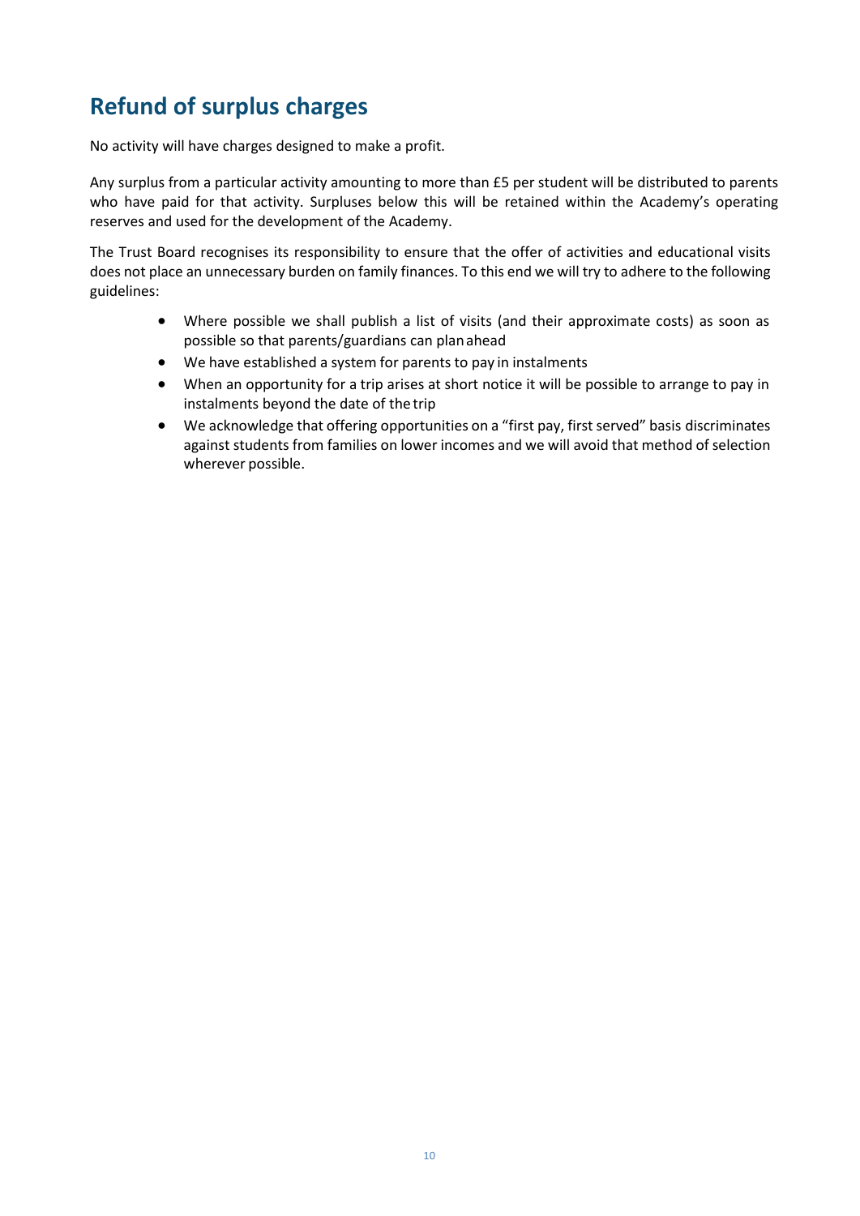## Refund of surplus charges

No activity will have charges designed to make a profit.

Any surplus from a particular activity amounting to more than £5 per student will be distributed to parents who have paid for that activity. Surpluses below this will be retained within the Academy's operating reserves and used for the development of the Academy.

The Trust Board recognises its responsibility to ensure that the offer of activities and educational visits does not place an unnecessary burden on family finances. To this end we will try to adhere to the following guidelines:

- Where possible we shall publish a list of visits (and their approximate costs) as soon as possible so that parents/guardians can plan ahead
- We have established a system for parents to pay in instalments
- When an opportunity for a trip arises at short notice it will be possible to arrange to pay in instalments beyond the date of the trip
- We acknowledge that offering opportunities on a "first pay, first served" basis discriminates against students from families on lower incomes and we will avoid that method of selection wherever possible.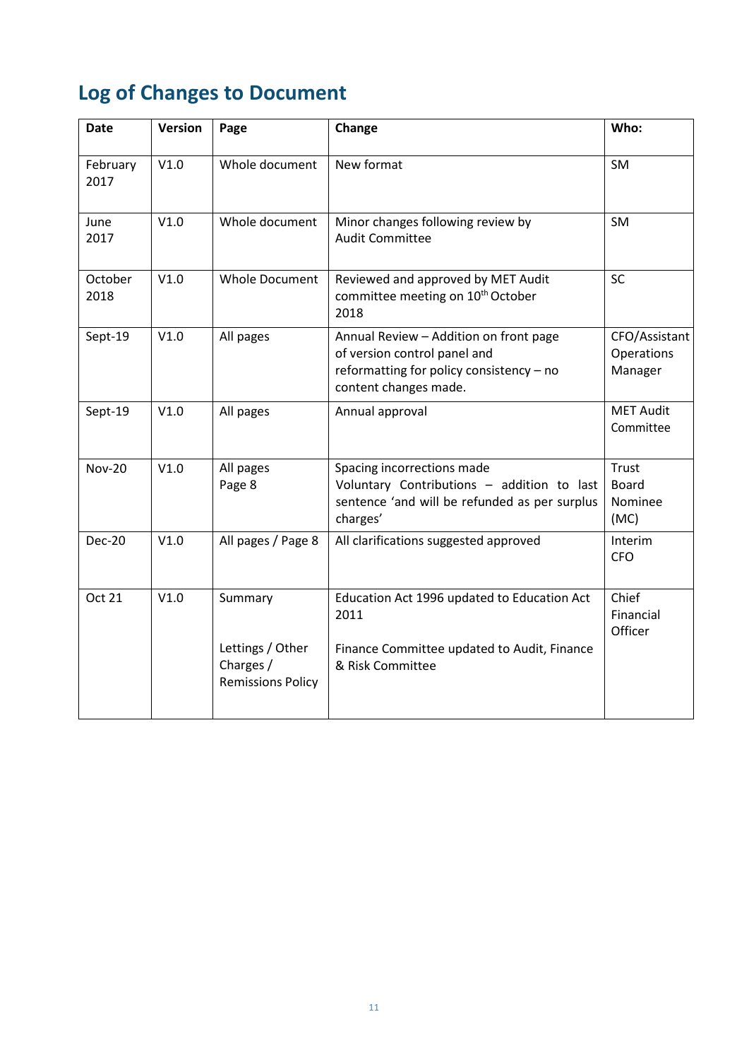## Log of Changes to Document

| Date | Version | Page | Change | Who: |
|---|---|---|---|---|
| February 2017 | V1.0 | Whole document | New format | SM |
| June 2017 | V1.0 | Whole document | Minor changes following review by Audit Committee | SM |
| October 2018 | V1.0 | Whole Document | Reviewed and approved by MET Audit committee meeting on 10th October 2018 | SC |
| Sept-19 | V1.0 | All pages | Annual Review – Addition on front page of version control panel and reformatting for policy consistency – no content changes made. | CFO/Assistant Operations Manager |
| Sept-19 | V1.0 | All pages | Annual approval | MET Audit Committee |
| Nov-20 | V1.0 | All pages<br>Page 8 | Spacing incorrections made<br>Voluntary Contributions – addition to last sentence 'and will be refunded as per surplus charges' | Trust Board Nominee (MC) |
| Dec-20 | V1.0 | All pages / Page 8 | All clarifications suggested approved | Interim CFO |
| Oct 21 | V1.0 | Summary<br><br>Lettings / Other Charges / Remissions Policy | Education Act 1996 updated to Education Act 2011<br><br>Finance Committee updated to Audit, Finance & Risk Committee | Chief Financial Officer |